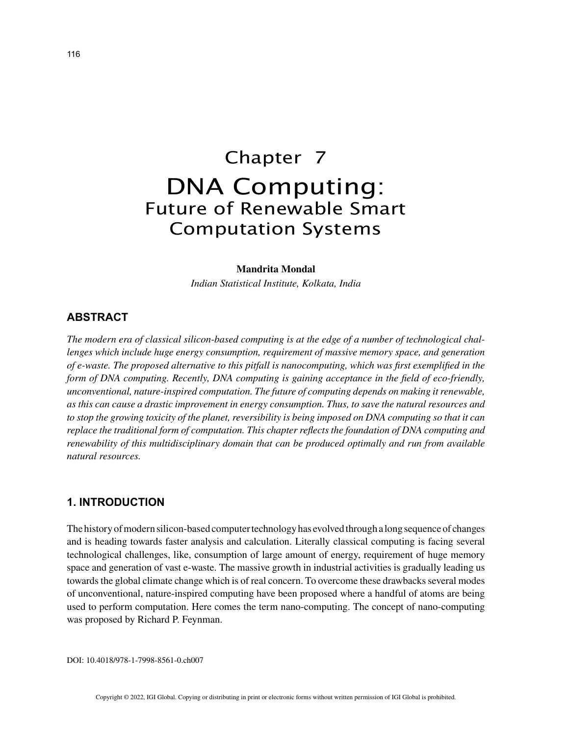# Chapter 7

# DNA Computing: Future of Renewable Smart Computation Systems

**Mandrita Mondal**
*Indian Statistical Institute, Kolkata, India*

## ABSTRACT

*The modern era of classical silicon-based computing is at the edge of a number of technological challenges which include huge energy consumption, requirement of massive memory space, and generation of e-waste. The proposed alternative to this pitfall is nanocomputing, which was first exemplified in the form of DNA computing. Recently, DNA computing is gaining acceptance in the field of eco-friendly, unconventional, nature-inspired computation. The future of computing depends on making it renewable, as this can cause a drastic improvement in energy consumption. Thus, to save the natural resources and to stop the growing toxicity of the planet, reversibility is being imposed on DNA computing so that it can replace the traditional form of computation. This chapter reflects the foundation of DNA computing and renewability of this multidisciplinary domain that can be produced optimally and run from available natural resources.*

## 1. INTRODUCTION

The history of modern silicon-based computer technology has evolved through a long sequence of changes and is heading towards faster analysis and calculation. Literally classical computing is facing several technological challenges, like, consumption of large amount of energy, requirement of huge memory space and generation of vast e-waste. The massive growth in industrial activities is gradually leading us towards the global climate change which is of real concern. To overcome these drawbacks several modes of unconventional, nature-inspired computing have been proposed where a handful of atoms are being used to perform computation. Here comes the term nano-computing. The concept of nano-computing was proposed by Richard P. Feynman.

DOI: 10.4018/978-1-7998-8561-0.ch007

Copyright © 2022, IGI Global. Copying or distributing in print or electronic forms without written permission of IGI Global is prohibited.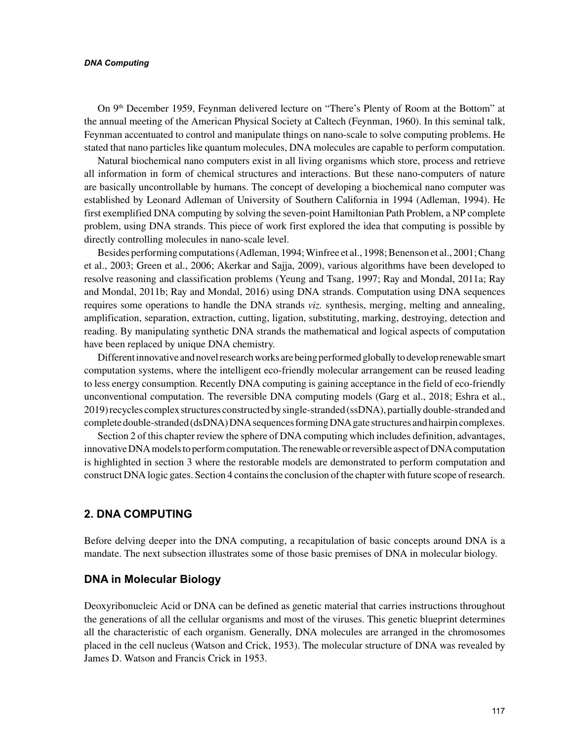On 9th December 1959, Feynman delivered lecture on "There's Plenty of Room at the Bottom" at the annual meeting of the American Physical Society at Caltech (Feynman, 1960). In this seminal talk, Feynman accentuated to control and manipulate things on nano-scale to solve computing problems. He stated that nano particles like quantum molecules, DNA molecules are capable to perform computation.

Natural biochemical nano computers exist in all living organisms which store, process and retrieve all information in form of chemical structures and interactions. But these nano-computers of nature are basically uncontrollable by humans. The concept of developing a biochemical nano computer was established by Leonard Adleman of University of Southern California in 1994 (Adleman, 1994). He first exemplified DNA computing by solving the seven-point Hamiltonian Path Problem, a NP complete problem, using DNA strands. This piece of work first explored the idea that computing is possible by directly controlling molecules in nano-scale level.

Besides performing computations (Adleman, 1994; Winfree et al., 1998; Benenson et al., 2001; Chang et al., 2003; Green et al., 2006; Akerkar and Sajja, 2009), various algorithms have been developed to resolve reasoning and classification problems (Yeung and Tsang, 1997; Ray and Mondal, 2011a; Ray and Mondal, 2011b; Ray and Mondal, 2016) using DNA strands. Computation using DNA sequences requires some operations to handle the DNA strands *viz.* synthesis, merging, melting and annealing, amplification, separation, extraction, cutting, ligation, substituting, marking, destroying, detection and reading. By manipulating synthetic DNA strands the mathematical and logical aspects of computation have been replaced by unique DNA chemistry.

Different innovative and novel research works are being performed globally to develop renewable smart computation systems, where the intelligent eco-friendly molecular arrangement can be reused leading to less energy consumption. Recently DNA computing is gaining acceptance in the field of eco-friendly unconventional computation. The reversible DNA computing models (Garg et al., 2018; Eshra et al., 2019) recycles complex structures constructed by single-stranded (ssDNA), partially double-stranded and complete double-stranded (dsDNA) DNA sequences forming DNA gate structures and hairpin complexes.

Section 2 of this chapter review the sphere of DNA computing which includes definition, advantages, innovative DNA models to perform computation. The renewable or reversible aspect of DNA computation is highlighted in section 3 where the restorable models are demonstrated to perform computation and construct DNA logic gates. Section 4 contains the conclusion of the chapter with future scope of research.

## 2. DNA COMPUTING

Before delving deeper into the DNA computing, a recapitulation of basic concepts around DNA is a mandate. The next subsection illustrates some of those basic premises of DNA in molecular biology.

### DNA in Molecular Biology

Deoxyribonucleic Acid or DNA can be defined as genetic material that carries instructions throughout the generations of all the cellular organisms and most of the viruses. This genetic blueprint determines all the characteristic of each organism. Generally, DNA molecules are arranged in the chromosomes placed in the cell nucleus (Watson and Crick, 1953). The molecular structure of DNA was revealed by James D. Watson and Francis Crick in 1953.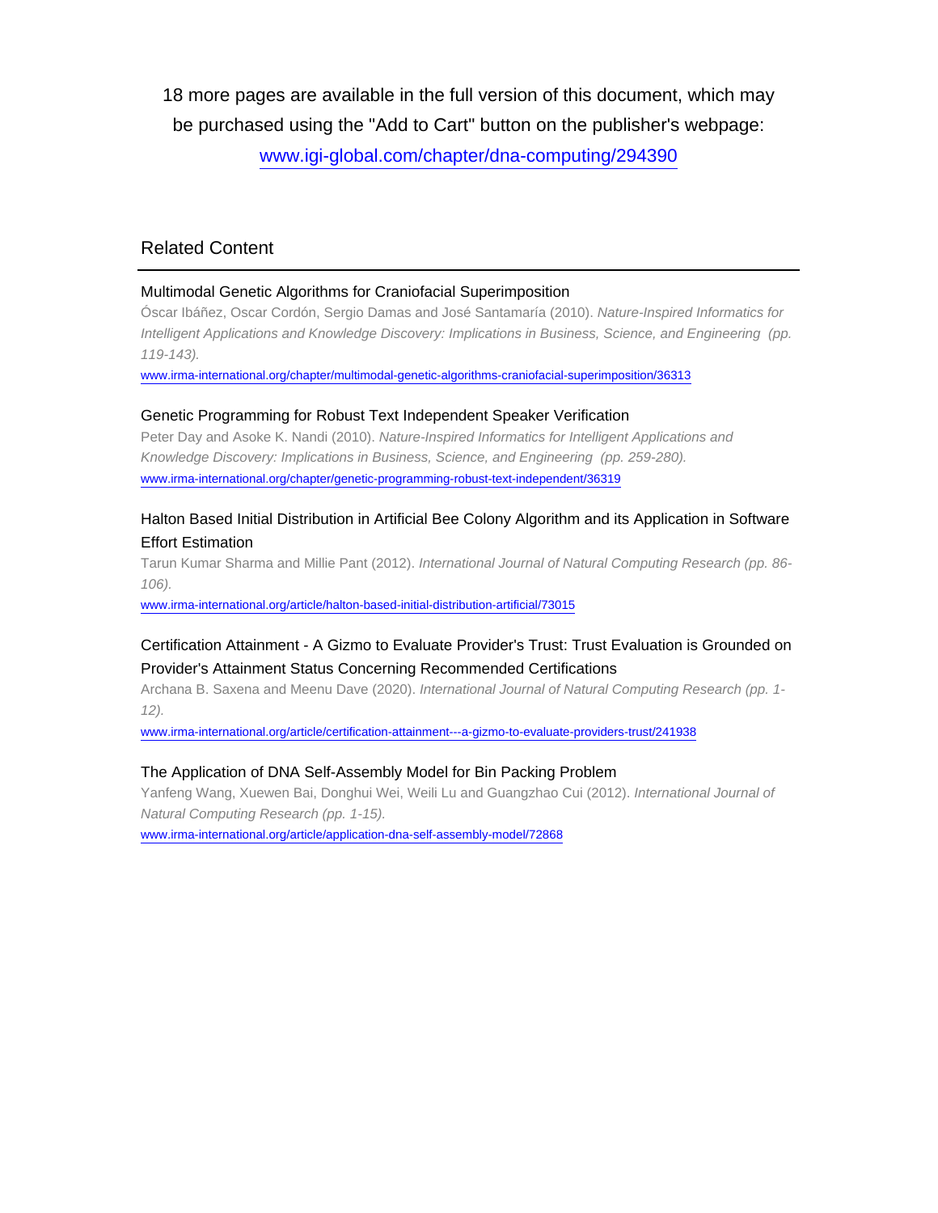18 more pages are available in the full version of this document, which may be purchased using the "Add to Cart" button on the publisher's webpage: [www.igi-global.com/chapter/dna-computing/294390](www.igi-global.com/chapter/dna-computing/294390)

## Related Content

### Multimodal Genetic Algorithms for Craniofacial Superimposition

Óscar Ibáñez, Oscar Cordón, Sergio Damas and José Santamaría (2010). *Nature-Inspired Informatics for Intelligent Applications and Knowledge Discovery: Implications in Business, Science, and Engineering (pp. 119-143).*

[www.irma-international.org/chapter/multimodal-genetic-algorithms-craniofacial-superimposition/36313](www.irma-international.org/chapter/multimodal-genetic-algorithms-craniofacial-superimposition/36313)

### Genetic Programming for Robust Text Independent Speaker Verification

Peter Day and Asoke K. Nandi (2010). *Nature-Inspired Informatics for Intelligent Applications and Knowledge Discovery: Implications in Business, Science, and Engineering (pp. 259-280).*

[www.irma-international.org/chapter/genetic-programming-robust-text-independent/36319](www.irma-international.org/chapter/genetic-programming-robust-text-independent/36319)

### Halton Based Initial Distribution in Artificial Bee Colony Algorithm and its Application in Software Effort Estimation

Tarun Kumar Sharma and Millie Pant (2012). *International Journal of Natural Computing Research (pp. 86-106).*

[www.irma-international.org/article/halton-based-initial-distribution-artificial/73015](www.irma-international.org/article/halton-based-initial-distribution-artificial/73015)

### Certification Attainment - A Gizmo to Evaluate Provider's Trust: Trust Evaluation is Grounded on Provider's Attainment Status Concerning Recommended Certifications

Archana B. Saxena and Meenu Dave (2020). *International Journal of Natural Computing Research (pp. 1-12).*

[www.irma-international.org/article/certification-attainment---a-gizmo-to-evaluate-providers-trust/241938](www.irma-international.org/article/certification-attainment---a-gizmo-to-evaluate-providers-trust/241938)

### The Application of DNA Self-Assembly Model for Bin Packing Problem

Yanfeng Wang, Xuewen Bai, Donghui Wei, Weili Lu and Guangzhao Cui (2012). *International Journal of Natural Computing Research (pp. 1-15).*

[www.irma-international.org/article/application-dna-self-assembly-model/72868](www.irma-international.org/article/application-dna-self-assembly-model/72868)